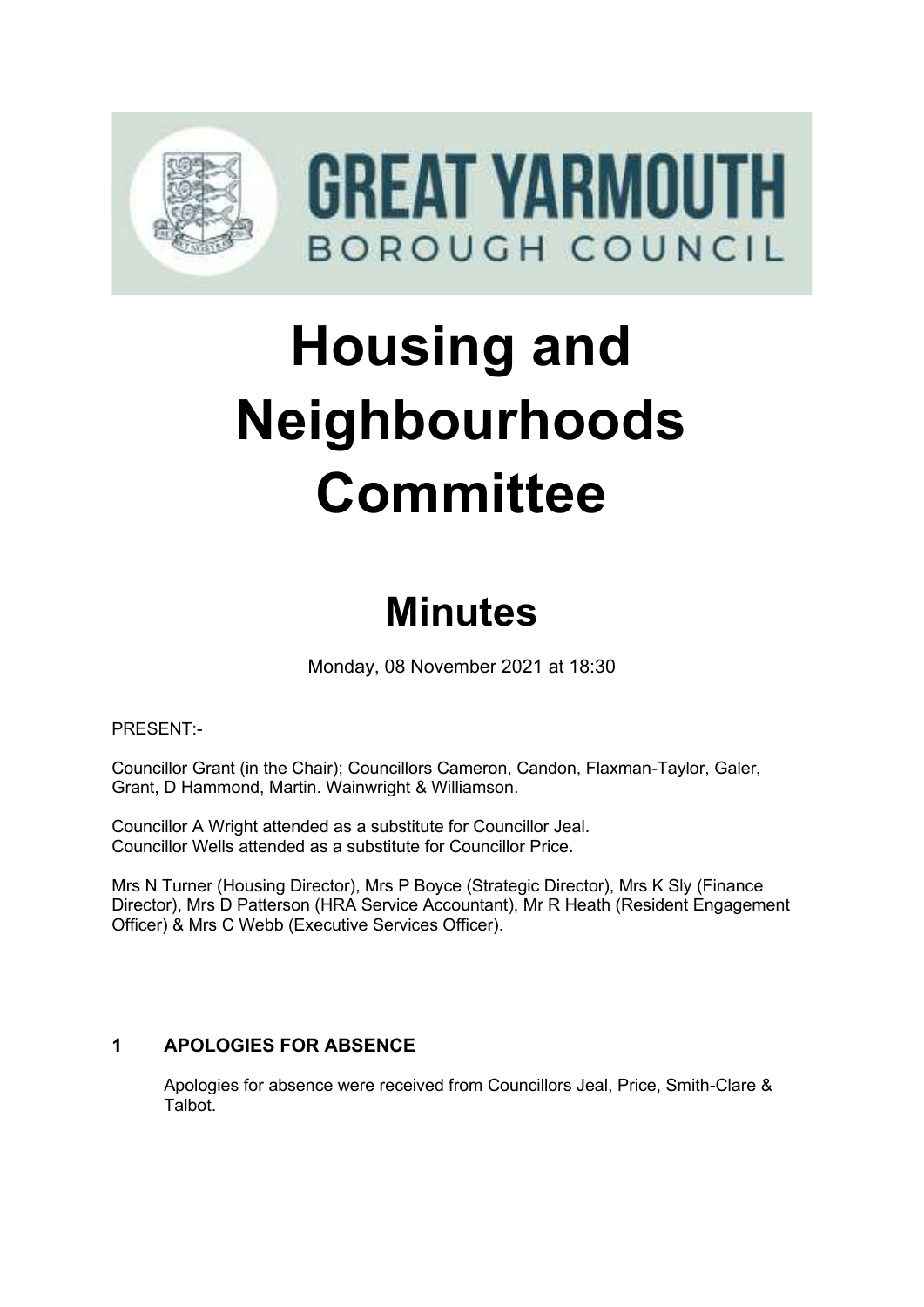GREAT YARMOUTH BOROUGH COUNCIL

# Housing and Neighbourhoods Committee

## Minutes

Monday, 08 November 2021 at 18:30

PRESENT:-

Councillor Grant (in the Chair); Councillors Cameron, Candon, Flaxman-Taylor, Galer, Grant, D Hammond, Martin. Wainwright & Williamson.

Councillor A Wright attended as a substitute for Councillor Jeal.
Councillor Wells attended as a substitute for Councillor Price.

Mrs N Turner (Housing Director), Mrs P Boyce (Strategic Director), Mrs K Sly (Finance Director), Mrs D Patterson (HRA Service Accountant), Mr R Heath (Resident Engagement Officer) & Mrs C Webb (Executive Services Officer).

### 1 APOLOGIES FOR ABSENCE

Apologies for absence were received from Councillors Jeal, Price, Smith-Clare & Talbot.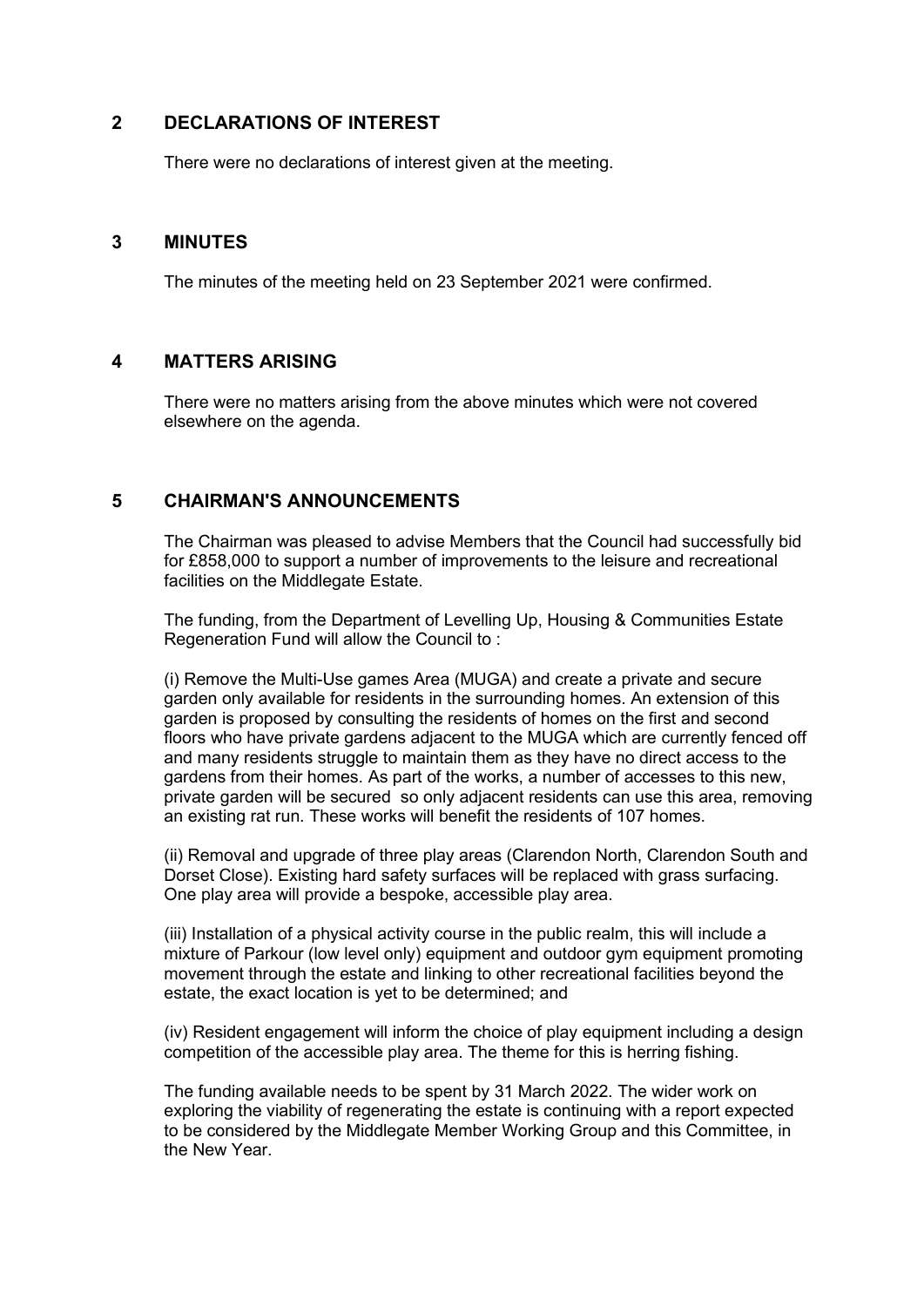## 2 DECLARATIONS OF INTEREST

There were no declarations of interest given at the meeting.

## 3 MINUTES

The minutes of the meeting held on 23 September 2021 were confirmed.

## 4 MATTERS ARISING

There were no matters arising from the above minutes which were not covered elsewhere on the agenda.

## 5 CHAIRMAN'S ANNOUNCEMENTS

The Chairman was pleased to advise Members that the Council had successfully bid for £858,000 to support a number of improvements to the leisure and recreational facilities on the Middlegate Estate.

The funding, from the Department of Levelling Up, Housing & Communities Estate Regeneration Fund will allow the Council to :

(i) Remove the Multi-Use games Area (MUGA) and create a private and secure garden only available for residents in the surrounding homes. An extension of this garden is proposed by consulting the residents of homes on the first and second floors who have private gardens adjacent to the MUGA which are currently fenced off and many residents struggle to maintain them as they have no direct access to the gardens from their homes. As part of the works, a number of accesses to this new, private garden will be secured so only adjacent residents can use this area, removing an existing rat run. These works will benefit the residents of 107 homes.

(ii) Removal and upgrade of three play areas (Clarendon North, Clarendon South and Dorset Close). Existing hard safety surfaces will be replaced with grass surfacing. One play area will provide a bespoke, accessible play area.

(iii) Installation of a physical activity course in the public realm, this will include a mixture of Parkour (low level only) equipment and outdoor gym equipment promoting movement through the estate and linking to other recreational facilities beyond the estate, the exact location is yet to be determined; and

(iv) Resident engagement will inform the choice of play equipment including a design competition of the accessible play area. The theme for this is herring fishing.

The funding available needs to be spent by 31 March 2022. The wider work on exploring the viability of regenerating the estate is continuing with a report expected to be considered by the Middlegate Member Working Group and this Committee, in the New Year.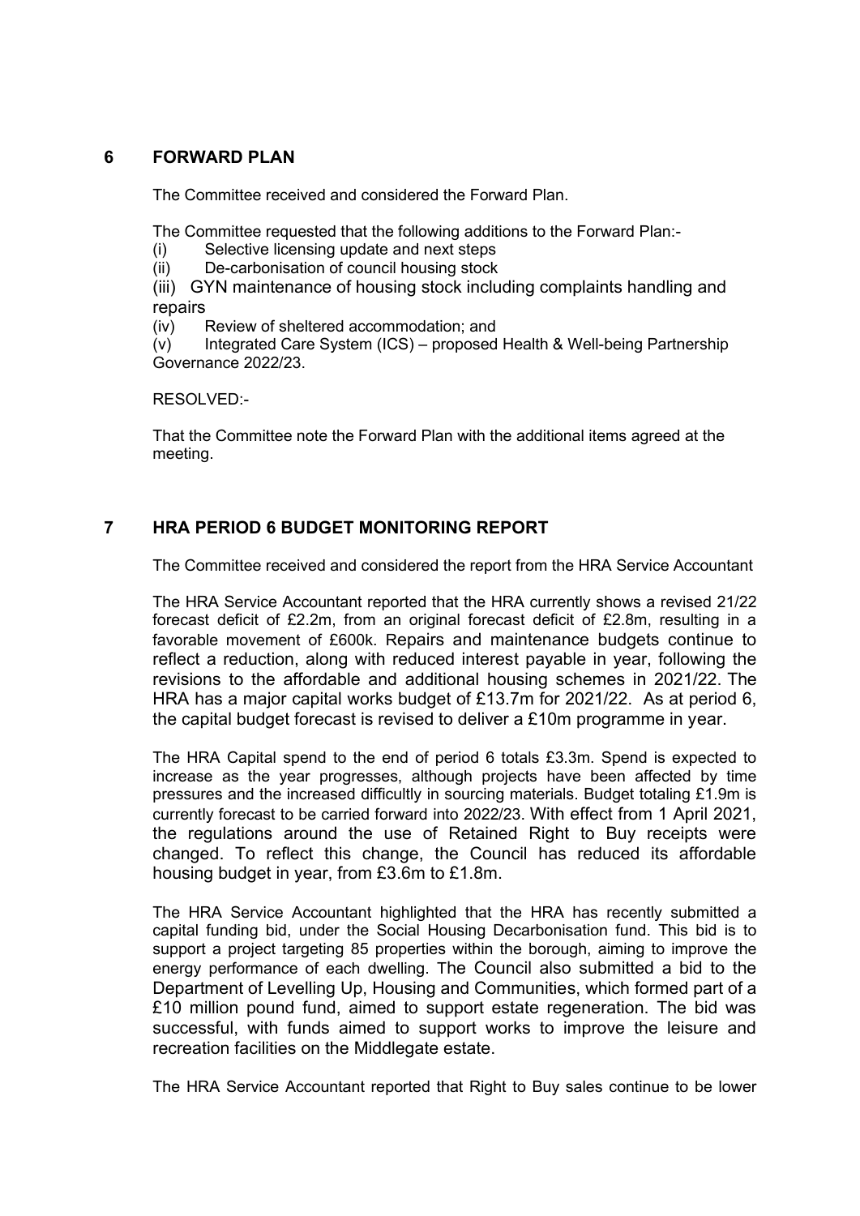## 6 FORWARD PLAN

The Committee received and considered the Forward Plan.

The Committee requested that the following additions to the Forward Plan:-

(i) Selective licensing update and next steps
(ii) De-carbonisation of council housing stock
(iii) GYN maintenance of housing stock including complaints handling and repairs
(iv) Review of sheltered accommodation; and
(v) Integrated Care System (ICS) – proposed Health & Well-being Partnership Governance 2022/23.

RESOLVED:-

That the Committee note the Forward Plan with the additional items agreed at the meeting.

## 7 HRA PERIOD 6 BUDGET MONITORING REPORT

The Committee received and considered the report from the HRA Service Accountant

The HRA Service Accountant reported that the HRA currently shows a revised 21/22 forecast deficit of £2.2m, from an original forecast deficit of £2.8m, resulting in a favorable movement of £600k. Repairs and maintenance budgets continue to reflect a reduction, along with reduced interest payable in year, following the revisions to the affordable and additional housing schemes in 2021/22. The HRA has a major capital works budget of £13.7m for 2021/22. As at period 6, the capital budget forecast is revised to deliver a £10m programme in year.

The HRA Capital spend to the end of period 6 totals £3.3m. Spend is expected to increase as the year progresses, although projects have been affected by time pressures and the increased difficultly in sourcing materials. Budget totaling £1.9m is currently forecast to be carried forward into 2022/23. With effect from 1 April 2021, the regulations around the use of Retained Right to Buy receipts were changed. To reflect this change, the Council has reduced its affordable housing budget in year, from £3.6m to £1.8m.

The HRA Service Accountant highlighted that the HRA has recently submitted a capital funding bid, under the Social Housing Decarbonisation fund. This bid is to support a project targeting 85 properties within the borough, aiming to improve the energy performance of each dwelling. The Council also submitted a bid to the Department of Levelling Up, Housing and Communities, which formed part of a £10 million pound fund, aimed to support estate regeneration. The bid was successful, with funds aimed to support works to improve the leisure and recreation facilities on the Middlegate estate.

The HRA Service Accountant reported that Right to Buy sales continue to be lower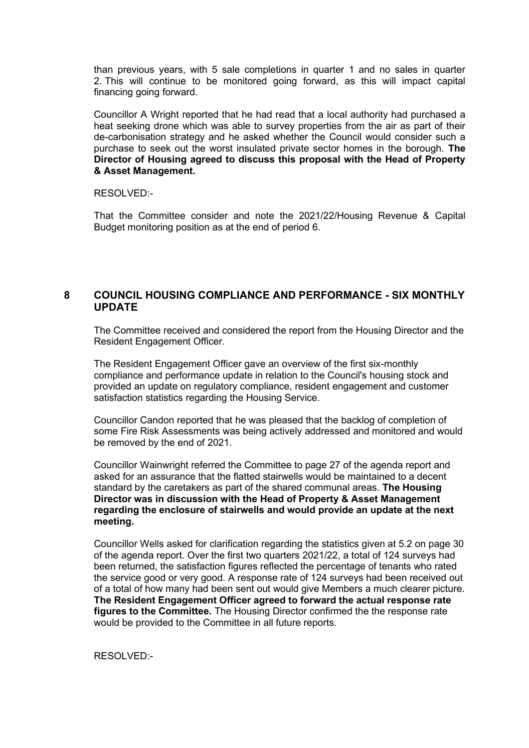than previous years, with 5 sale completions in quarter 1 and no sales in quarter 2. This will continue to be monitored going forward, as this will impact capital financing going forward.

Councillor A Wright reported that he had read that a local authority had purchased a heat seeking drone which was able to survey properties from the air as part of their de-carbonisation strategy and he asked whether the Council would consider such a purchase to seek out the worst insulated private sector homes in the borough. **The Director of Housing agreed to discuss this proposal with the Head of Property & Asset Management.**

RESOLVED:-

That the Committee consider and note the 2021/22/Housing Revenue & Capital Budget monitoring position as at the end of period 6.

## 8 COUNCIL HOUSING COMPLIANCE AND PERFORMANCE - SIX MONTHLY UPDATE

The Committee received and considered the report from the Housing Director and the Resident Engagement Officer.

The Resident Engagement Officer gave an overview of the first six-monthly compliance and performance update in relation to the Council's housing stock and provided an update on regulatory compliance, resident engagement and customer satisfaction statistics regarding the Housing Service.

Councillor Candon reported that he was pleased that the backlog of completion of some Fire Risk Assessments was being actively addressed and monitored and would be removed by the end of 2021.

Councillor Wainwright referred the Committee to page 27 of the agenda report and asked for an assurance that the flatted stairwells would be maintained to a decent standard by the caretakers as part of the shared communal areas. **The Housing Director was in discussion with the Head of Property & Asset Management regarding the enclosure of stairwells and would provide an update at the next meeting.**

Councillor Wells asked for clarification regarding the statistics given at 5.2 on page 30 of the agenda report. Over the first two quarters 2021/22, a total of 124 surveys had been returned, the satisfaction figures reflected the percentage of tenants who rated the service good or very good. A response rate of 124 surveys had been received out of a total of how many had been sent out would give Members a much clearer picture. **The Resident Engagement Officer agreed to forward the actual response rate figures to the Committee.** The Housing Director confirmed the the response rate would be provided to the Committee in all future reports.

RESOLVED:-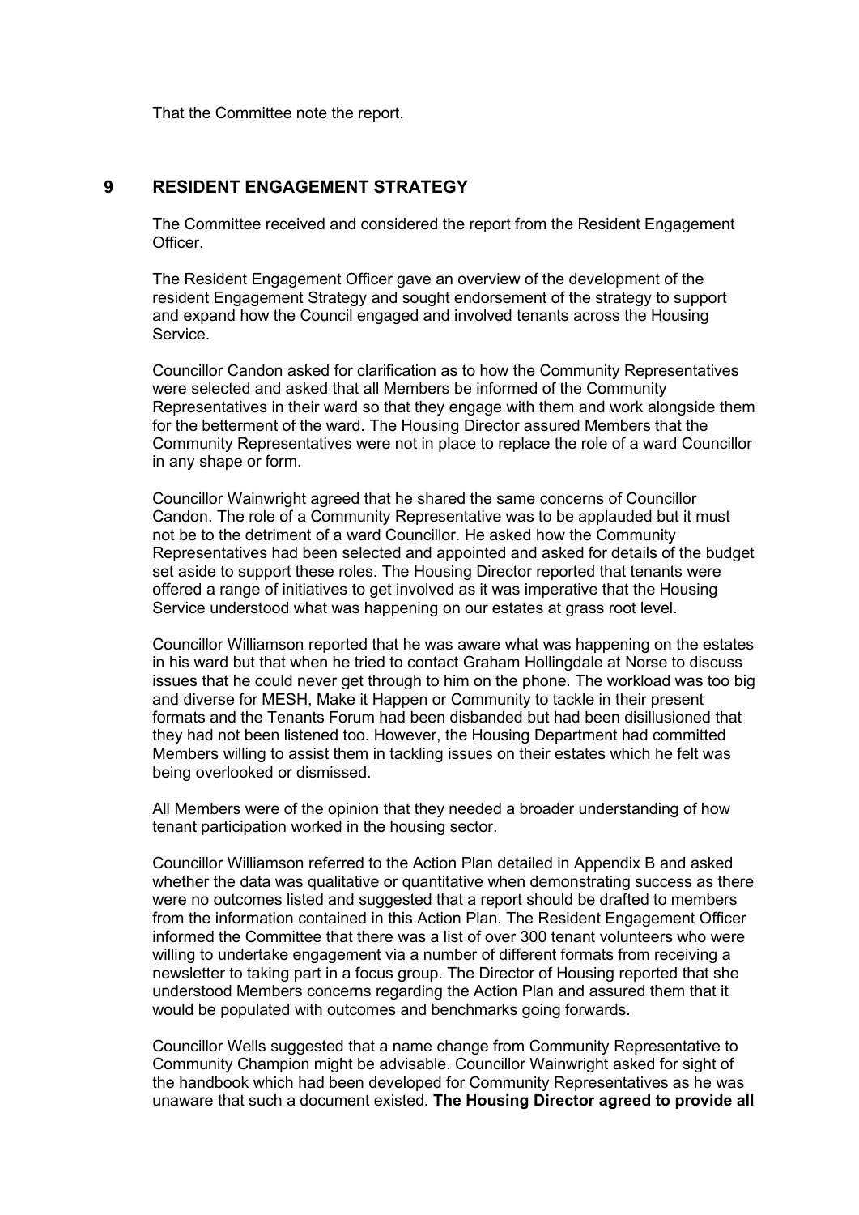That the Committee note the report.

## 9 RESIDENT ENGAGEMENT STRATEGY

The Committee received and considered the report from the Resident Engagement Officer.

The Resident Engagement Officer gave an overview of the development of the resident Engagement Strategy and sought endorsement of the strategy to support and expand how the Council engaged and involved tenants across the Housing Service.

Councillor Candon asked for clarification as to how the Community Representatives were selected and asked that all Members be informed of the Community Representatives in their ward so that they engage with them and work alongside them for the betterment of the ward. The Housing Director assured Members that the Community Representatives were not in place to replace the role of a ward Councillor in any shape or form.

Councillor Wainwright agreed that he shared the same concerns of Councillor Candon. The role of a Community Representative was to be applauded but it must not be to the detriment of a ward Councillor. He asked how the Community Representatives had been selected and appointed and asked for details of the budget set aside to support these roles. The Housing Director reported that tenants were offered a range of initiatives to get involved as it was imperative that the Housing Service understood what was happening on our estates at grass root level.

Councillor Williamson reported that he was aware what was happening on the estates in his ward but that when he tried to contact Graham Hollingdale at Norse to discuss issues that he could never get through to him on the phone. The workload was too big and diverse for MESH, Make it Happen or Community to tackle in their present formats and the Tenants Forum had been disbanded but had been disillusioned that they had not been listened too. However, the Housing Department had committed Members willing to assist them in tackling issues on their estates which he felt was being overlooked or dismissed.

All Members were of the opinion that they needed a broader understanding of how tenant participation worked in the housing sector.

Councillor Williamson referred to the Action Plan detailed in Appendix B and asked whether the data was qualitative or quantitative when demonstrating success as there were no outcomes listed and suggested that a report should be drafted to members from the information contained in this Action Plan. The Resident Engagement Officer informed the Committee that there was a list of over 300 tenant volunteers who were willing to undertake engagement via a number of different formats from receiving a newsletter to taking part in a focus group. The Director of Housing reported that she understood Members concerns regarding the Action Plan and assured them that it would be populated with outcomes and benchmarks going forwards.

Councillor Wells suggested that a name change from Community Representative to Community Champion might be advisable. Councillor Wainwright asked for sight of the handbook which had been developed for Community Representatives as he was unaware that such a document existed. **The Housing Director agreed to provide all**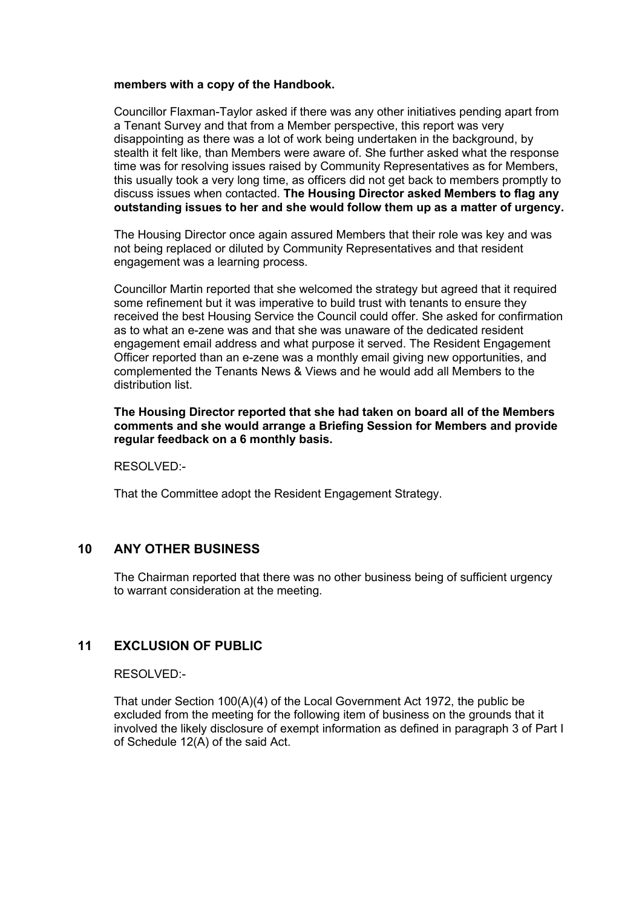**members with a copy of the Handbook.**

Councillor Flaxman-Taylor asked if there was any other initiatives pending apart from a Tenant Survey and that from a Member perspective, this report was very disappointing as there was a lot of work being undertaken in the background, by stealth it felt like, than Members were aware of. She further asked what the response time was for resolving issues raised by Community Representatives as for Members, this usually took a very long time, as officers did not get back to members promptly to discuss issues when contacted. **The Housing Director asked Members to flag any outstanding issues to her and she would follow them up as a matter of urgency.**

The Housing Director once again assured Members that their role was key and was not being replaced or diluted by Community Representatives and that resident engagement was a learning process.

Councillor Martin reported that she welcomed the strategy but agreed that it required some refinement but it was imperative to build trust with tenants to ensure they received the best Housing Service the Council could offer. She asked for confirmation as to what an e-zene was and that she was unaware of the dedicated resident engagement email address and what purpose it served. The Resident Engagement Officer reported than an e-zene was a monthly email giving new opportunities, and complemented the Tenants News & Views and he would add all Members to the distribution list.

**The Housing Director reported that she had taken on board all of the Members comments and she would arrange a Briefing Session for Members and provide regular feedback on a 6 monthly basis.**

RESOLVED:-

That the Committee adopt the Resident Engagement Strategy.

## 10 ANY OTHER BUSINESS

The Chairman reported that there was no other business being of sufficient urgency to warrant consideration at the meeting.

## 11 EXCLUSION OF PUBLIC

RESOLVED:-

That under Section 100(A)(4) of the Local Government Act 1972, the public be excluded from the meeting for the following item of business on the grounds that it involved the likely disclosure of exempt information as defined in paragraph 3 of Part I of Schedule 12(A) of the said Act.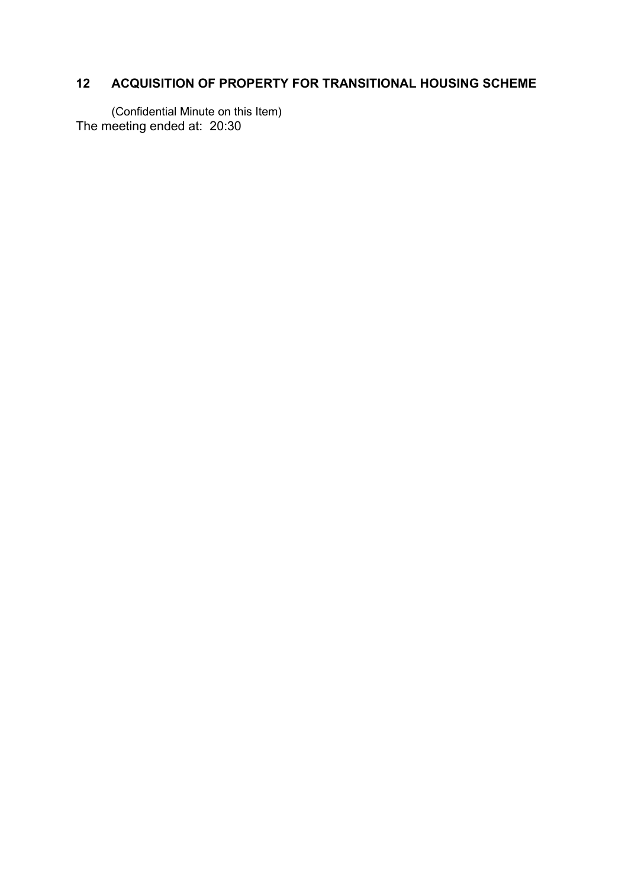## 12 ACQUISITION OF PROPERTY FOR TRANSITIONAL HOUSING SCHEME

(Confidential Minute on this Item)

The meeting ended at: 20:30